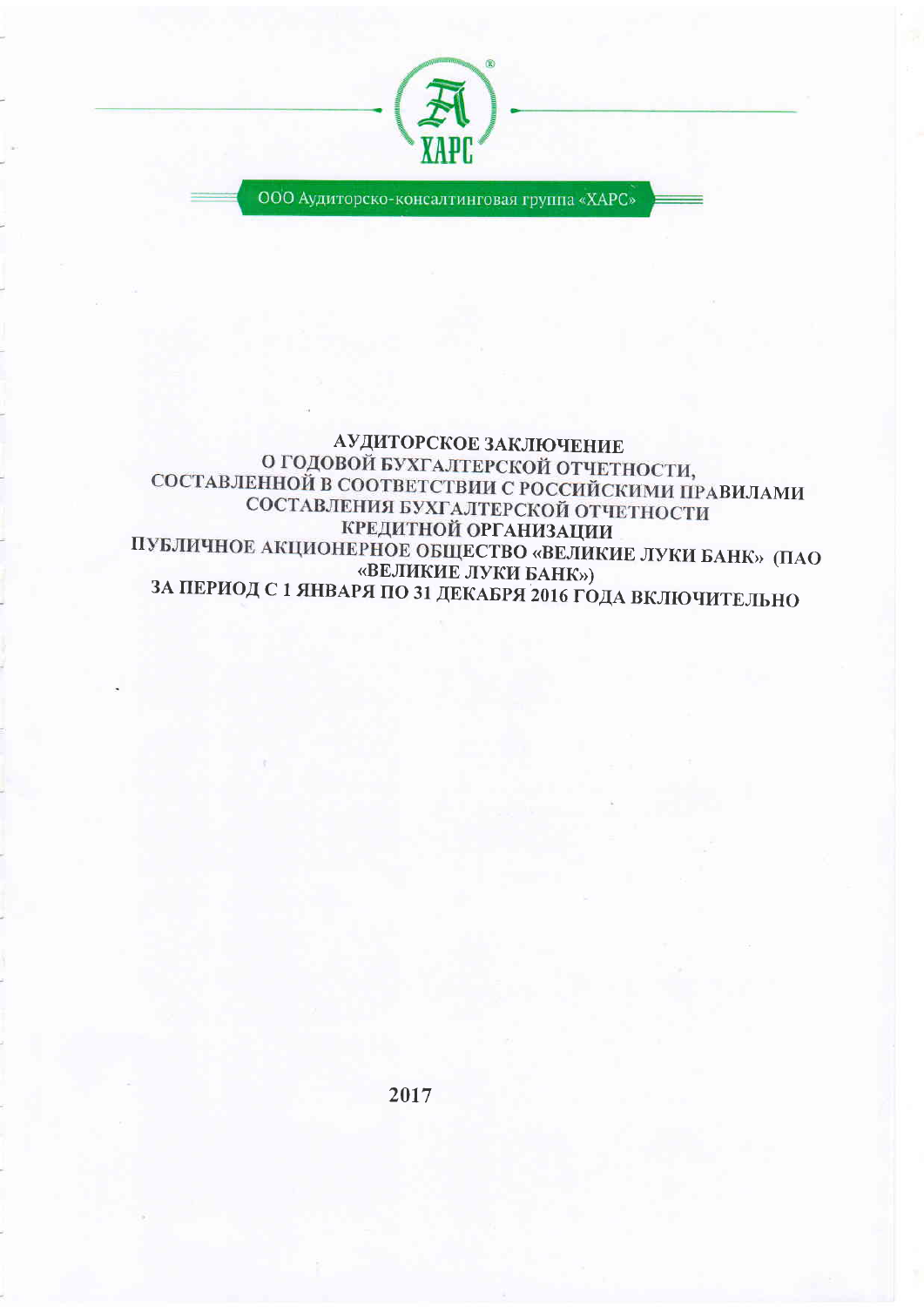ХАРС

ООО Аудиторско-консалтинговая группа «ХАРС»

# АУДИТОРСКОЕ ЗАКЛЮЧЕНИЕ
# О ГОДОВОЙ БУХГАЛТЕРСКОЙ ОТЧЕТНОСТИ, СОСТАВЛЕННОЙ В СООТВЕТСТВИИ С РОССИЙСКИМИ ПРАВИЛАМИ СОСТАВЛЕНИЯ БУХГАЛТЕРСКОЙ ОТЧЕТНОСТИ КРЕДИТНОЙ ОРГАНИЗАЦИИ ПУБЛИЧНОЕ АКЦИОНЕРНОЕ ОБЩЕСТВО «ВЕЛИКИЕ ЛУКИ БАНК» (ПАО «ВЕЛИКИЕ ЛУКИ БАНК») ЗА ПЕРИОД С 1 ЯНВАРЯ ПО 31 ДЕКАБРЯ 2016 ГОДА ВКЛЮЧИТЕЛЬНО

2017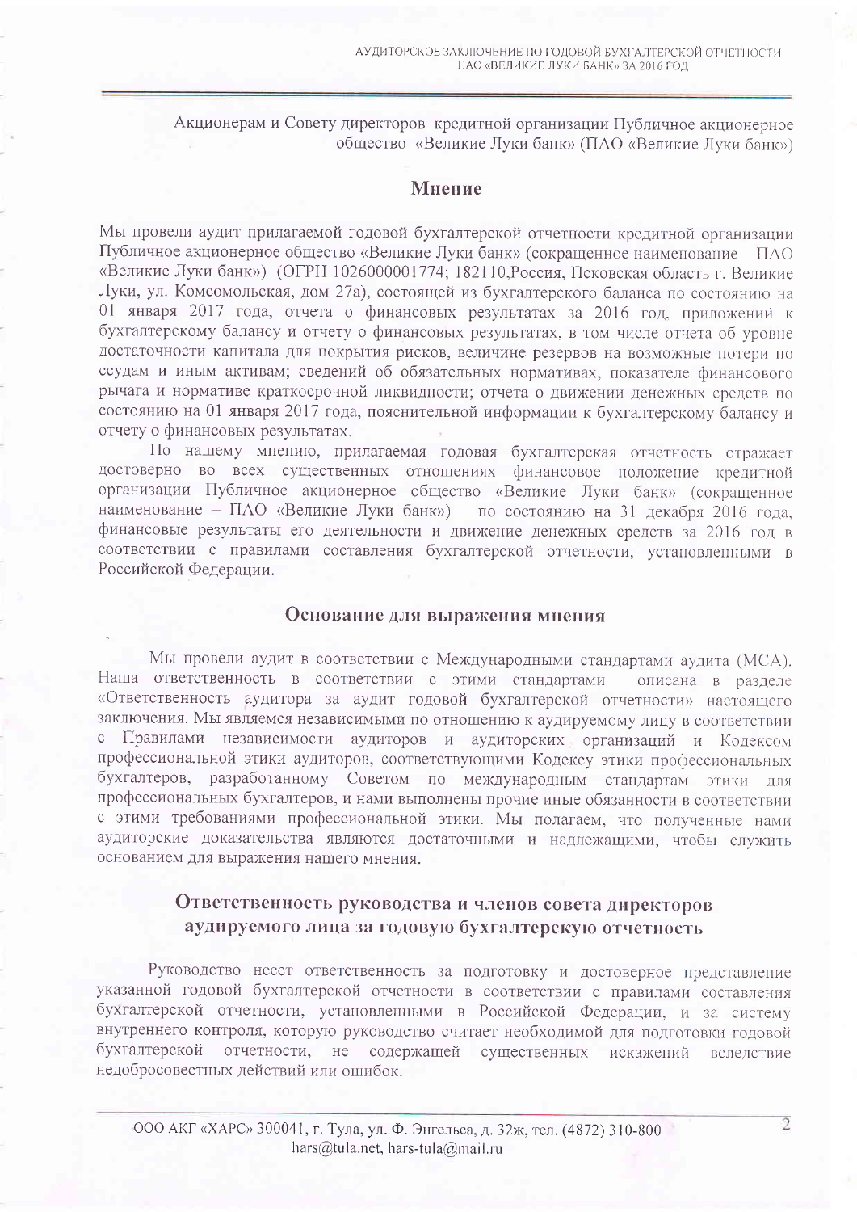Акционерам и Совету директоров кредитной организации Публичное акционерное общество «Великие Луки банк» (ПАО «Великие Луки банк»)

## Мнение

Мы провели аудит прилагаемой годовой бухгалтерской отчетности кредитной организации Публичное акционерное общество «Великие Луки банк» (сокращенное наименование – ПАО «Великие Луки банк») (ОГРН 1026000001774; 182110,Россия, Псковская область г. Великие Луки, ул. Комсомольская, дом 27а), состоящей из бухгалтерского баланса по состоянию на 01 января 2017 года, отчета о финансовых результатах за 2016 год, приложений к бухгалтерскому балансу и отчету о финансовых результатах, в том числе отчета об уровне достаточности капитала для покрытия рисков, величине резервов на возможные потери по ссудам и иным активам; сведений об обязательных нормативах, показателе финансового рычага и нормативе краткосрочной ликвидности; отчета о движении денежных средств по состоянию на 01 января 2017 года, пояснительной информации к бухгалтерскому балансу и отчету о финансовых результатах.

По нашему мнению, прилагаемая годовая бухгалтерская отчетность отражает достоверно во всех существенных отношениях финансовое положение кредитной организации Публичное акционерное общество «Великие Луки банк» (сокращенное наименование – ПАО «Великие Луки банк») по состоянию на 31 декабря 2016 года, финансовые результаты его деятельности и движение денежных средств за 2016 год в соответствии с правилами составления бухгалтерской отчетности, установленными в Российской Федерации.

## Основание для выражения мнения

Мы провели аудит в соответствии с Международными стандартами аудита (МСА). Наша ответственность в соответствии с этими стандартами описана в разделе «Ответственность аудитора за аудит годовой бухгалтерской отчетности» настоящего заключения. Мы являемся независимыми по отношению к аудируемому лицу в соответствии с Правилами независимости аудиторов и аудиторских организаций и Кодексом профессиональной этики аудиторов, соответствующими Кодексу этики профессиональных бухгалтеров, разработанному Советом по международным стандартам этики для профессиональных бухгалтеров, и нами выполнены прочие иные обязанности в соответствии с этими требованиями профессиональной этики. Мы полагаем, что полученные нами аудиторские доказательства являются достаточными и надлежащими, чтобы служить основанием для выражения нашего мнения.

## Ответственность руководства и членов совета директоров аудируемого лица за годовую бухгалтерскую отчетность

Руководство несет ответственность за подготовку и достоверное представление указанной годовой бухгалтерской отчетности в соответствии с правилами составления бухгалтерской отчетности, установленными в Российской Федерации, и за систему внутреннего контроля, которую руководство считает необходимой для подготовки годовой бухгалтерской отчетности, не содержащей существенных искажений вследствие недобросовестных действий или ошибок.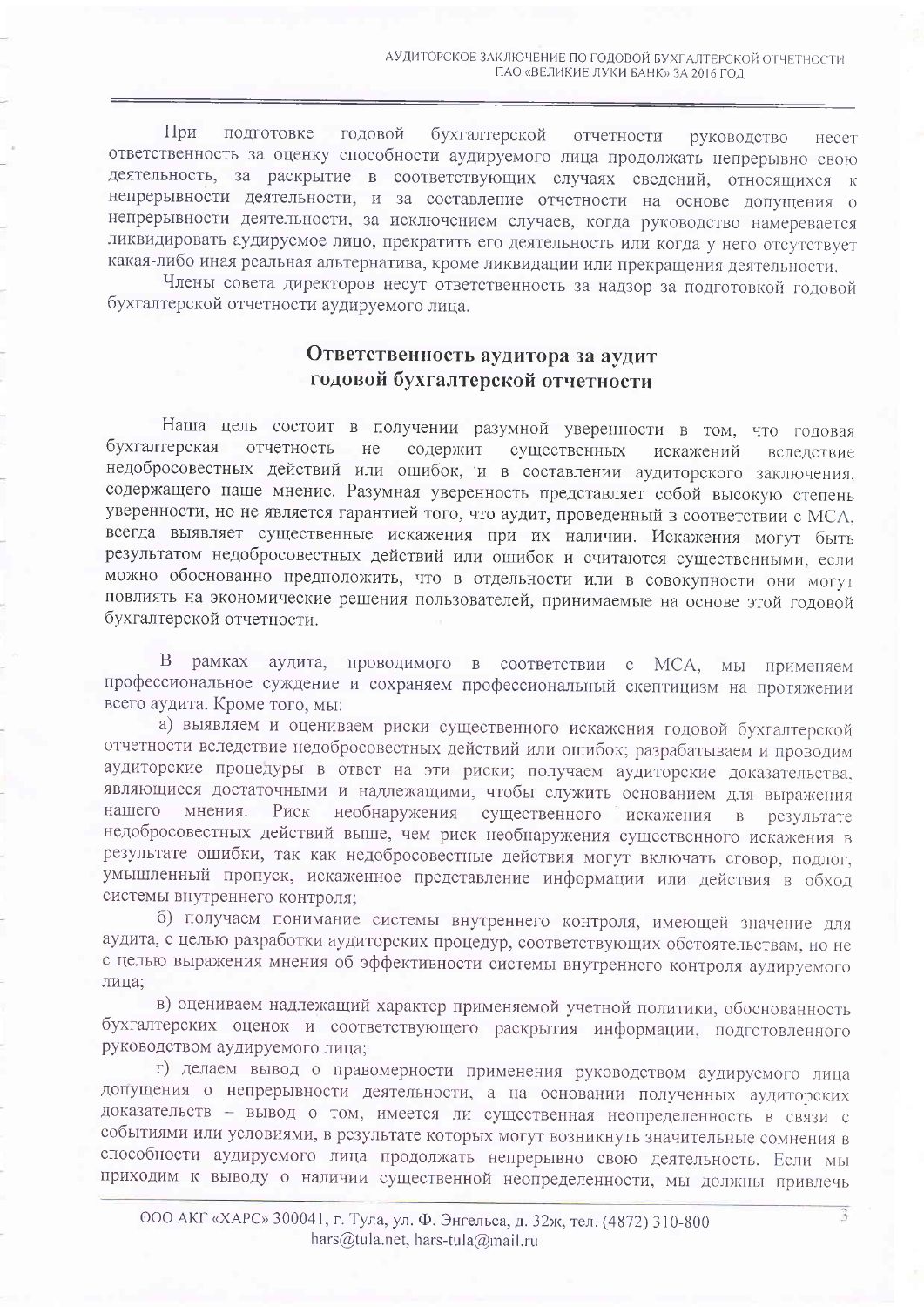При подготовке годовой бухгалтерской отчетности руководство несет ответственность за оценку способности аудируемого лица продолжать непрерывно свою деятельность, за раскрытие в соответствующих случаях сведений, относящихся к непрерывности деятельности, и за составление отчетности на основе допущения о непрерывности деятельности, за исключением случаев, когда руководство намеревается ликвидировать аудируемое лицо, прекратить его деятельность или когда у него отсутствует какая-либо иная реальная альтернатива, кроме ликвидации или прекращения деятельности.

Члены совета директоров несут ответственность за надзор за подготовкой годовой бухгалтерской отчетности аудируемого лица.

## Ответственность аудитора за аудит годовой бухгалтерской отчетности

Наша цель состоит в получении разумной уверенности в том, что годовая бухгалтерская отчетность не содержит существенных искажений вследствие недобросовестных действий или ошибок, и в составлении аудиторского заключения, содержащего наше мнение. Разумная уверенность представляет собой высокую степень уверенности, но не является гарантией того, что аудит, проведенный в соответствии с МСА, всегда выявляет существенные искажения при их наличии. Искажения могут быть результатом недобросовестных действий или ошибок и считаются существенными, если можно обоснованно предположить, что в отдельности или в совокупности они могут повлиять на экономические решения пользователей, принимаемые на основе этой годовой бухгалтерской отчетности.

В рамках аудита, проводимого в соответствии с МСА, мы применяем профессиональное суждение и сохраняем профессиональный скептицизм на протяжении всего аудита. Кроме того, мы:

а) выявляем и оцениваем риски существенного искажения годовой бухгалтерской отчетности вследствие недобросовестных действий или ошибок; разрабатываем и проводим аудиторские процедуры в ответ на эти риски; получаем аудиторские доказательства, являющиеся достаточными и надлежащими, чтобы служить основанием для выражения нашего мнения. Риск необнаружения существенного искажения в результате недобросовестных действий выше, чем риск необнаружения существенного искажения в результате ошибки, так как недобросовестные действия могут включать сговор, подлог, умышленный пропуск, искаженное представление информации или действия в обход системы внутреннего контроля;

б) получаем понимание системы внутреннего контроля, имеющей значение для аудита, с целью разработки аудиторских процедур, соответствующих обстоятельствам, но не с целью выражения мнения об эффективности системы внутреннего контроля аудируемого лица;

в) оцениваем надлежащий характер применяемой учетной политики, обоснованность бухгалтерских оценок и соответствующего раскрытия информации, подготовленного руководством аудируемого лица;

г) делаем вывод о правомерности применения руководством аудируемого лица допущения о непрерывности деятельности, а на основании полученных аудиторских доказательств – вывод о том, имеется ли существенная неопределенность в связи с событиями или условиями, в результате которых могут возникнуть значительные сомнения в способности аудируемого лица продолжать непрерывно свою деятельность. Если мы приходим к выводу о наличии существенной неопределенности, мы должны привлечь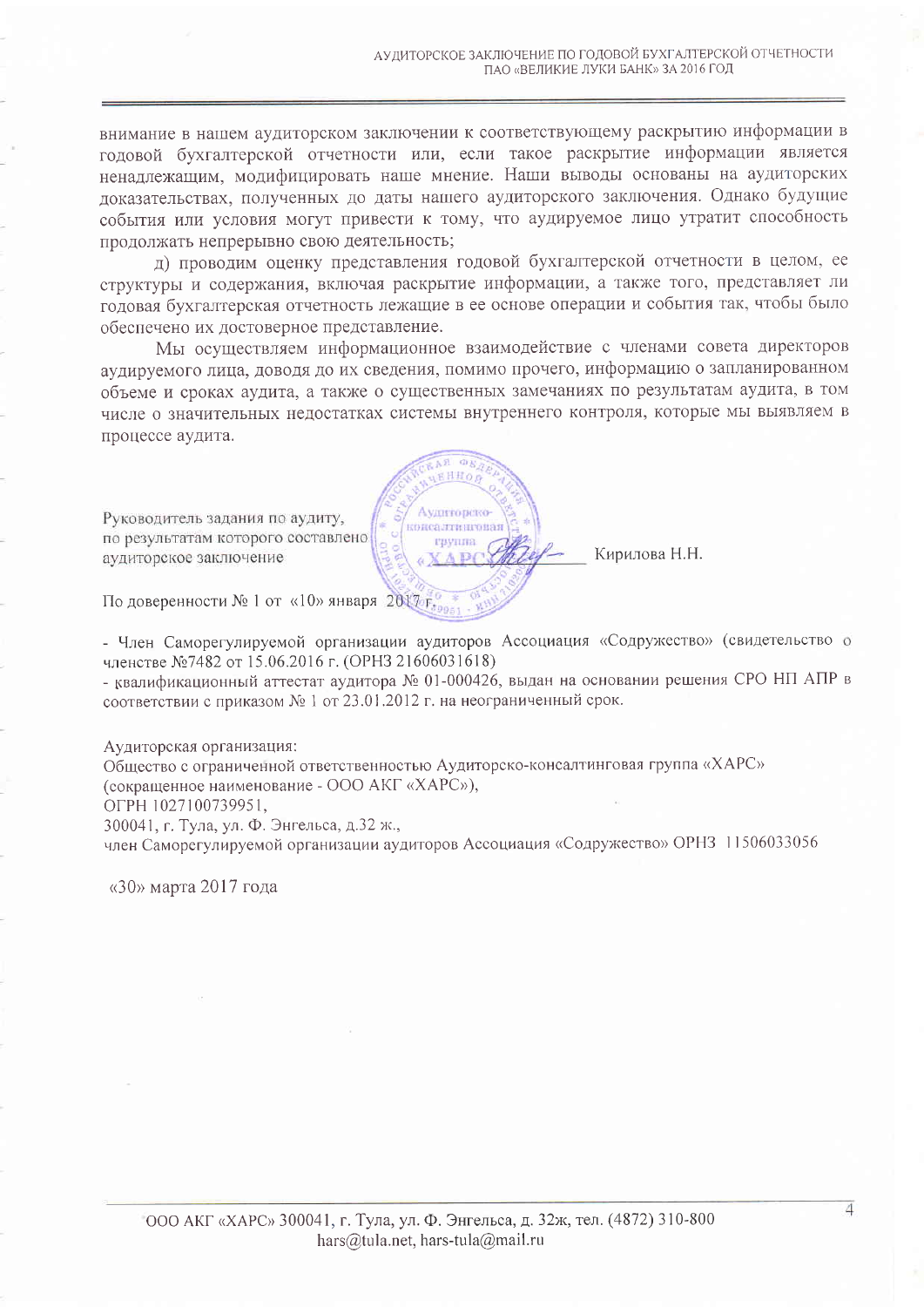внимание в нашем аудиторском заключении к соответствующему раскрытию информации в годовой бухгалтерской отчетности или, если такое раскрытие информации является ненадлежащим, модифицировать наше мнение. Наши выводы основаны на аудиторских доказательствах, полученных до даты нашего аудиторского заключения. Однако будущие события или условия могут привести к тому, что аудируемое лицо утратит способность продолжать непрерывно свою деятельность;

д) проводим оценку представления годовой бухгалтерской отчетности в целом, ее структуры и содержания, включая раскрытие информации, а также того, представляет ли годовая бухгалтерская отчетность лежащие в ее основе операции и события так, чтобы было обеспечено их достоверное представление.

Мы осуществляем информационное взаимодействие с членами совета директоров аудируемого лица, доводя до их сведения, помимо прочего, информацию о запланированном объеме и сроках аудита, а также о существенных замечаниях по результатам аудита, в том числе о значительных недостатках системы внутреннего контроля, которые мы выявляем в процессе аудита.

Руководитель задания по аудиту, по результатам которого составлено аудиторское заключение ________________ Кирилова Н.Н.

По доверенности № 1 от «10» января 2017 г.

- Член Саморегулируемой организации аудиторов Ассоциация «Содружество» (свидетельство о членстве №7482 от 15.06.2016 г. (ОРНЗ 21606031618)
- квалификационный аттестат аудитора № 01-000426, выдан на основании решения СРО НП АПР в соответствии с приказом № 1 от 23.01.2012 г. на неограниченный срок.

Аудиторская организация:
Общество с ограниченной ответственностью Аудиторско-консалтинговая группа «ХАРС»
(сокращенное наименование - ООО АКГ «ХАРС»),
ОГРН 1027100739951,
300041, г. Тула, ул. Ф. Энгельса, д.32 ж.,
член Саморегулируемой организации аудиторов Ассоциация «Содружество» ОРНЗ 11506033056

«30» марта 2017 года